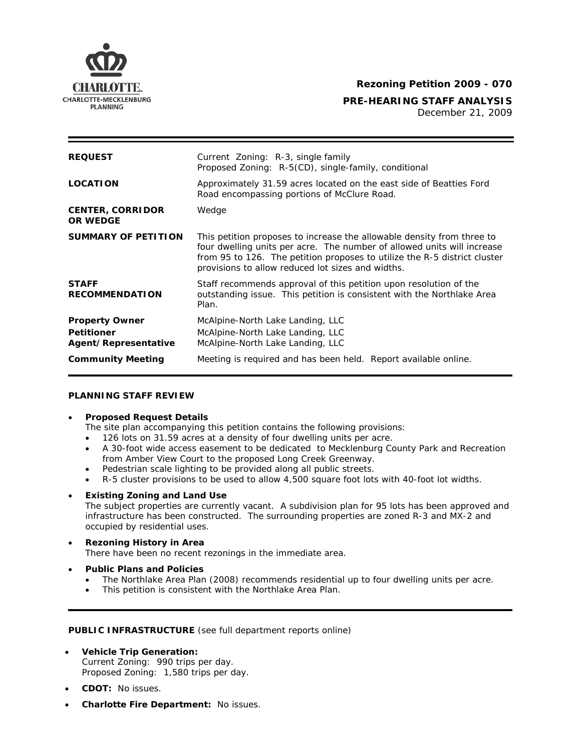CHARLOTTE.
CHARLOTTE-MECKLENBURG
PLANNING

**Rezoning Petition 2009 - 070**

**PRE-HEARING STAFF ANALYSIS**
December 21, 2009

| | |
|---|---|
| **REQUEST** | Current Zoning: R-3, single family<br>Proposed Zoning: R-5(CD), single-family, conditional |
| **LOCATION** | Approximately 31.59 acres located on the east side of Beatties Ford Road encompassing portions of McClure Road. |
| **CENTER, CORRIDOR OR WEDGE** | Wedge |
| **SUMMARY OF PETITION** | This petition proposes to increase the allowable density from three to four dwelling units per acre. The number of allowed units will increase from 95 to 126. The petition proposes to utilize the R-5 district cluster provisions to allow reduced lot sizes and widths. |
| **STAFF RECOMMENDATION** | Staff recommends approval of this petition upon resolution of the outstanding issue. This petition is consistent with the Northlake Area Plan. |
| **Property Owner**<br>**Petitioner**<br>**Agent/Representative** | McAlpine-North Lake Landing, LLC<br>McAlpine-North Lake Landing, LLC<br>McAlpine-North Lake Landing, LLC |
| **Community Meeting** | Meeting is required and has been held. Report available online. |

## PLANNING STAFF REVIEW

- **Proposed Request Details**
  The site plan accompanying this petition contains the following provisions:
  - 126 lots on 31.59 acres at a density of four dwelling units per acre.
  - A 30-foot wide access easement to be dedicated to Mecklenburg County Park and Recreation from Amber View Court to the proposed Long Creek Greenway.
  - Pedestrian scale lighting to be provided along all public streets.
  - R-5 cluster provisions to be used to allow 4,500 square foot lots with 40-foot lot widths.

- **Existing Zoning and Land Use**
  The subject properties are currently vacant. A subdivision plan for 95 lots has been approved and infrastructure has been constructed. The surrounding properties are zoned R-3 and MX-2 and occupied by residential uses.

- **Rezoning History in Area**
  There have been no recent rezonings in the immediate area.

- **Public Plans and Policies**
  - The Northlake Area Plan (2008) recommends residential up to four dwelling units per acre.
  - This petition is consistent with the Northlake Area Plan.

**PUBLIC INFRASTRUCTURE** (see full department reports online)

- **Vehicle Trip Generation:**
  Current Zoning: 990 trips per day.
  Proposed Zoning: 1,580 trips per day.
- **CDOT:** No issues.
- **Charlotte Fire Department:** No issues.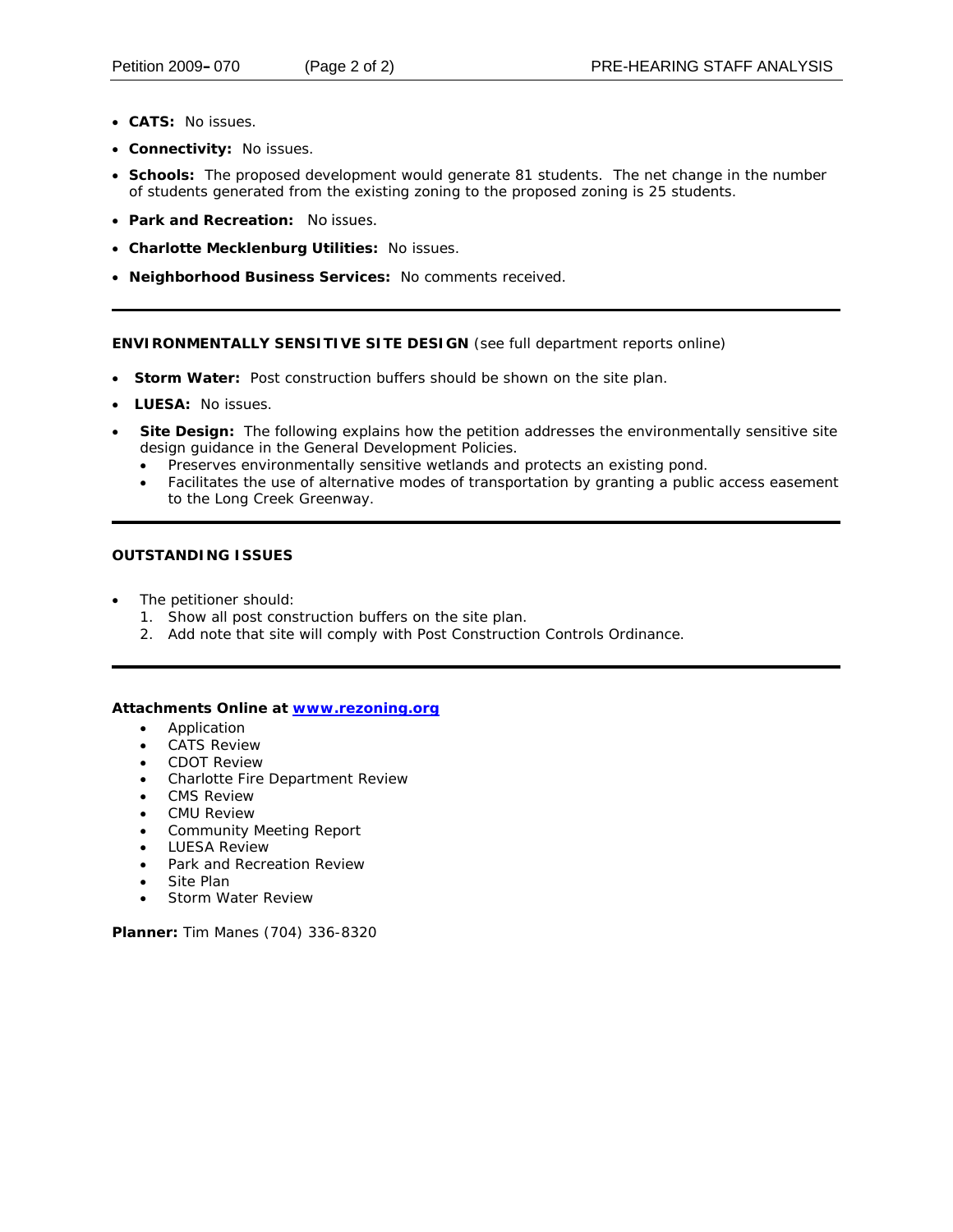- **CATS:** No issues.
- **Connectivity:** No issues.
- **Schools:** The proposed development would generate 81 students. The net change in the number of students generated from the existing zoning to the proposed zoning is 25 students.
- **Park and Recreation:** No issues.
- **Charlotte Mecklenburg Utilities:** No issues.
- **Neighborhood Business Services:** No comments received.

---

**ENVIRONMENTALLY SENSITIVE SITE DESIGN** (see full department reports online)

- **Storm Water:** Post construction buffers should be shown on the site plan.
- **LUESA:** No issues.
- **Site Design:** The following explains how the petition addresses the environmentally sensitive site design guidance in the General Development Policies.
  - Preserves environmentally sensitive wetlands and protects an existing pond.
  - Facilitates the use of alternative modes of transportation by granting a public access easement to the Long Creek Greenway.

---

**OUTSTANDING ISSUES**

- The petitioner should:
  1. Show all post construction buffers on the site plan.
  2. Add note that site will comply with Post Construction Controls Ordinance.

---

**Attachments Online at www.rezoning.org**

- Application
- CATS Review
- CDOT Review
- Charlotte Fire Department Review
- CMS Review
- CMU Review
- Community Meeting Report
- LUESA Review
- Park and Recreation Review
- Site Plan
- Storm Water Review

**Planner:** Tim Manes (704) 336-8320